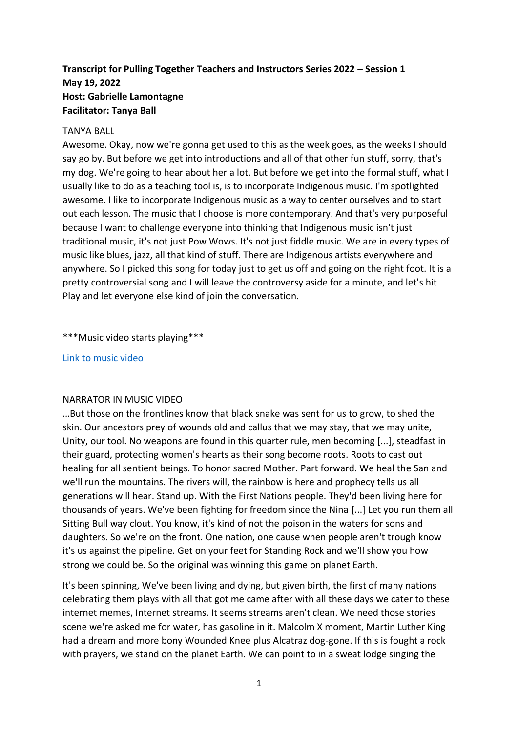**Transcript for Pulling Together Teachers and Instructors Series 2022 – Session 1**
**May 19, 2022**
**Host: Gabrielle Lamontagne**
**Facilitator: Tanya Ball**

TANYA BALL

Awesome. Okay, now we're gonna get used to this as the week goes, as the weeks I should say go by. But before we get into introductions and all of that other fun stuff, sorry, that's my dog. We're going to hear about her a lot. But before we get into the formal stuff, what I usually like to do as a teaching tool is, is to incorporate Indigenous music. I'm spotlighted awesome. I like to incorporate Indigenous music as a way to center ourselves and to start out each lesson. The music that I choose is more contemporary. And that's very purposeful because I want to challenge everyone into thinking that Indigenous music isn't just traditional music, it's not just Pow Wows. It's not just fiddle music. We are in every types of music like blues, jazz, all that kind of stuff. There are Indigenous artists everywhere and anywhere. So I picked this song for today just to get us off and going on the right foot. It is a pretty controversial song and I will leave the controversy aside for a minute, and let's hit Play and let everyone else kind of join the conversation.

***Music video starts playing***

[Link to music video]

NARRATOR IN MUSIC VIDEO

…But those on the frontlines know that black snake was sent for us to grow, to shed the skin. Our ancestors prey of wounds old and callus that we may stay, that we may unite, Unity, our tool. No weapons are found in this quarter rule, men becoming [...], steadfast in their guard, protecting women's hearts as their song become roots. Roots to cast out healing for all sentient beings. To honor sacred Mother. Part forward. We heal the San and we'll run the mountains. The rivers will, the rainbow is here and prophecy tells us all generations will hear. Stand up. With the First Nations people. They'd been living here for thousands of years. We've been fighting for freedom since the Nina [...] Let you run them all Sitting Bull way clout. You know, it's kind of not the poison in the waters for sons and daughters. So we're on the front. One nation, one cause when people aren't trough know it's us against the pipeline. Get on your feet for Standing Rock and we'll show you how strong we could be. So the original was winning this game on planet Earth.

It's been spinning, We've been living and dying, but given birth, the first of many nations celebrating them plays with all that got me came after with all these days we cater to these internet memes, Internet streams. It seems streams aren't clean. We need those stories scene we're asked me for water, has gasoline in it. Malcolm X moment, Martin Luther King had a dream and more bony Wounded Knee plus Alcatraz dog-gone. If this is fought a rock with prayers, we stand on the planet Earth. We can point to in a sweat lodge singing the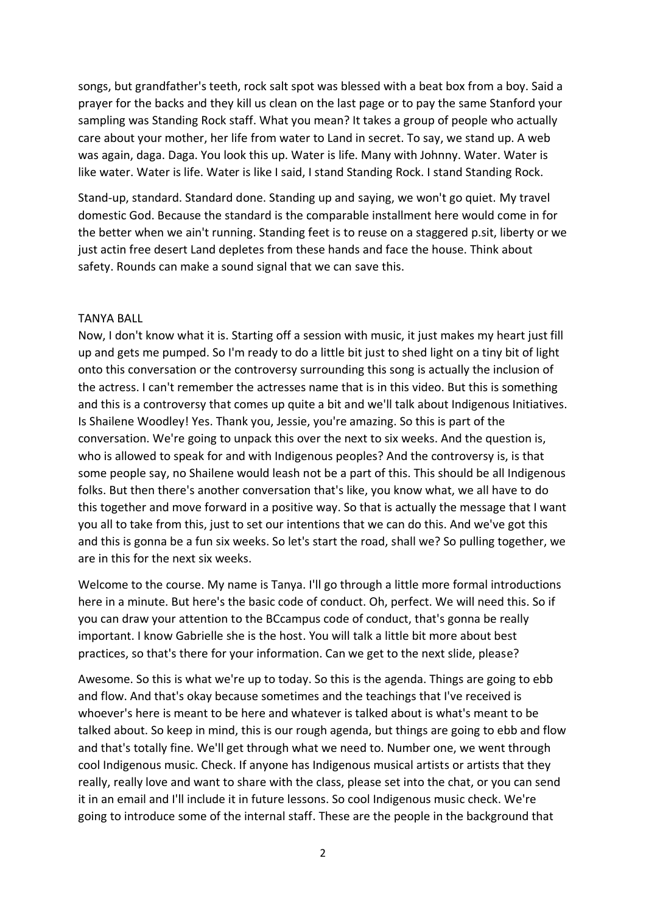songs, but grandfather's teeth, rock salt spot was blessed with a beat box from a boy. Said a prayer for the backs and they kill us clean on the last page or to pay the same Stanford your sampling was Standing Rock staff. What you mean? It takes a group of people who actually care about your mother, her life from water to Land in secret. To say, we stand up. A web was again, daga. Daga. You look this up. Water is life. Many with Johnny. Water. Water is like water. Water is life. Water is like I said, I stand Standing Rock. I stand Standing Rock.

Stand-up, standard. Standard done. Standing up and saying, we won't go quiet. My travel domestic God. Because the standard is the comparable installment here would come in for the better when we ain't running. Standing feet is to reuse on a staggered p.sit, liberty or we just actin free desert Land depletes from these hands and face the house. Think about safety. Rounds can make a sound signal that we can save this.

TANYA BALL

Now, I don't know what it is. Starting off a session with music, it just makes my heart just fill up and gets me pumped. So I'm ready to do a little bit just to shed light on a tiny bit of light onto this conversation or the controversy surrounding this song is actually the inclusion of the actress. I can't remember the actresses name that is in this video. But this is something and this is a controversy that comes up quite a bit and we'll talk about Indigenous Initiatives. Is Shailene Woodley! Yes. Thank you, Jessie, you're amazing. So this is part of the conversation. We're going to unpack this over the next to six weeks. And the question is, who is allowed to speak for and with Indigenous peoples? And the controversy is, is that some people say, no Shailene would leash not be a part of this. This should be all Indigenous folks. But then there's another conversation that's like, you know what, we all have to do this together and move forward in a positive way. So that is actually the message that I want you all to take from this, just to set our intentions that we can do this. And we've got this and this is gonna be a fun six weeks. So let's start the road, shall we? So pulling together, we are in this for the next six weeks.

Welcome to the course. My name is Tanya. I'll go through a little more formal introductions here in a minute. But here's the basic code of conduct. Oh, perfect. We will need this. So if you can draw your attention to the BCcampus code of conduct, that's gonna be really important. I know Gabrielle she is the host. You will talk a little bit more about best practices, so that's there for your information. Can we get to the next slide, please?

Awesome. So this is what we're up to today. So this is the agenda. Things are going to ebb and flow. And that's okay because sometimes and the teachings that I've received is whoever's here is meant to be here and whatever is talked about is what's meant to be talked about. So keep in mind, this is our rough agenda, but things are going to ebb and flow and that's totally fine. We'll get through what we need to. Number one, we went through cool Indigenous music. Check. If anyone has Indigenous musical artists or artists that they really, really love and want to share with the class, please set into the chat, or you can send it in an email and I'll include it in future lessons. So cool Indigenous music check. We're going to introduce some of the internal staff. These are the people in the background that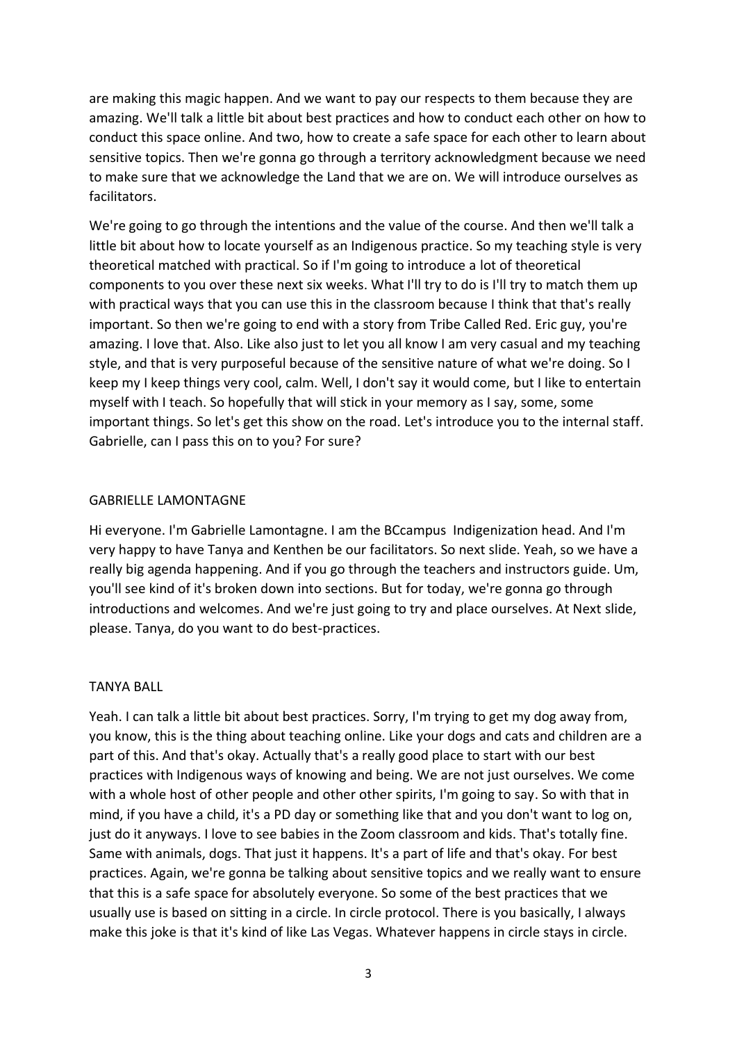are making this magic happen. And we want to pay our respects to them because they are amazing. We'll talk a little bit about best practices and how to conduct each other on how to conduct this space online. And two, how to create a safe space for each other to learn about sensitive topics. Then we're gonna go through a territory acknowledgment because we need to make sure that we acknowledge the Land that we are on. We will introduce ourselves as facilitators.

We're going to go through the intentions and the value of the course. And then we'll talk a little bit about how to locate yourself as an Indigenous practice. So my teaching style is very theoretical matched with practical. So if I'm going to introduce a lot of theoretical components to you over these next six weeks. What I'll try to do is I'll try to match them up with practical ways that you can use this in the classroom because I think that that's really important. So then we're going to end with a story from Tribe Called Red. Eric guy, you're amazing. I love that. Also. Like also just to let you all know I am very casual and my teaching style, and that is very purposeful because of the sensitive nature of what we're doing. So I keep my I keep things very cool, calm. Well, I don't say it would come, but I like to entertain myself with I teach. So hopefully that will stick in your memory as I say, some, some important things. So let's get this show on the road. Let's introduce you to the internal staff. Gabrielle, can I pass this on to you? For sure?

GABRIELLE LAMONTAGNE

Hi everyone. I'm Gabrielle Lamontagne. I am the BCcampus Indigenization head. And I'm very happy to have Tanya and Kenthen be our facilitators. So next slide. Yeah, so we have a really big agenda happening. And if you go through the teachers and instructors guide. Um, you'll see kind of it's broken down into sections. But for today, we're gonna go through introductions and welcomes. And we're just going to try and place ourselves. At Next slide, please. Tanya, do you want to do best-practices.

TANYA BALL

Yeah. I can talk a little bit about best practices. Sorry, I'm trying to get my dog away from, you know, this is the thing about teaching online. Like your dogs and cats and children are a part of this. And that's okay. Actually that's a really good place to start with our best practices with Indigenous ways of knowing and being. We are not just ourselves. We come with a whole host of other people and other other spirits, I'm going to say. So with that in mind, if you have a child, it's a PD day or something like that and you don't want to log on, just do it anyways. I love to see babies in the Zoom classroom and kids. That's totally fine. Same with animals, dogs. That just it happens. It's a part of life and that's okay. For best practices. Again, we're gonna be talking about sensitive topics and we really want to ensure that this is a safe space for absolutely everyone. So some of the best practices that we usually use is based on sitting in a circle. In circle protocol. There is you basically, I always make this joke is that it's kind of like Las Vegas. Whatever happens in circle stays in circle.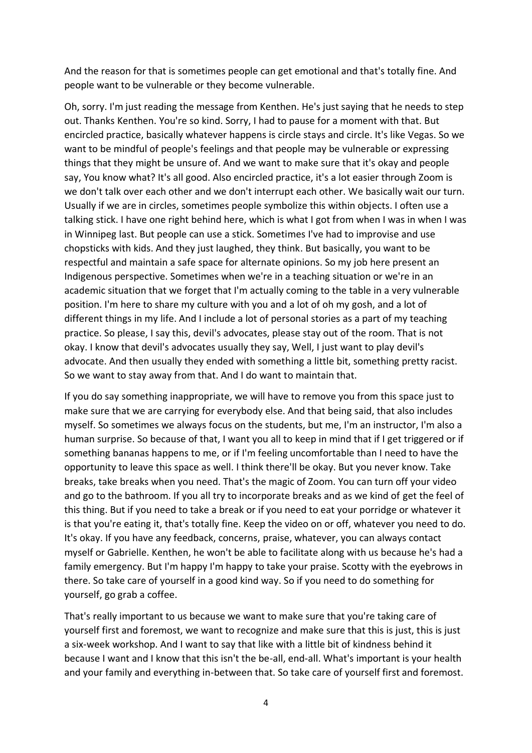And the reason for that is sometimes people can get emotional and that's totally fine. And people want to be vulnerable or they become vulnerable.

Oh, sorry. I'm just reading the message from Kenthen. He's just saying that he needs to step out. Thanks Kenthen. You're so kind. Sorry, I had to pause for a moment with that. But encircled practice, basically whatever happens is circle stays and circle. It's like Vegas. So we want to be mindful of people's feelings and that people may be vulnerable or expressing things that they might be unsure of. And we want to make sure that it's okay and people say, You know what? It's all good. Also encircled practice, it's a lot easier through Zoom is we don't talk over each other and we don't interrupt each other. We basically wait our turn. Usually if we are in circles, sometimes people symbolize this within objects. I often use a talking stick. I have one right behind here, which is what I got from when I was in when I was in Winnipeg last. But people can use a stick. Sometimes I've had to improvise and use chopsticks with kids. And they just laughed, they think. But basically, you want to be respectful and maintain a safe space for alternate opinions. So my job here present an Indigenous perspective. Sometimes when we're in a teaching situation or we're in an academic situation that we forget that I'm actually coming to the table in a very vulnerable position. I'm here to share my culture with you and a lot of oh my gosh, and a lot of different things in my life. And I include a lot of personal stories as a part of my teaching practice. So please, I say this, devil's advocates, please stay out of the room. That is not okay. I know that devil's advocates usually they say, Well, I just want to play devil's advocate. And then usually they ended with something a little bit, something pretty racist. So we want to stay away from that. And I do want to maintain that.

If you do say something inappropriate, we will have to remove you from this space just to make sure that we are carrying for everybody else. And that being said, that also includes myself. So sometimes we always focus on the students, but me, I'm an instructor, I'm also a human surprise. So because of that, I want you all to keep in mind that if I get triggered or if something bananas happens to me, or if I'm feeling uncomfortable than I need to have the opportunity to leave this space as well. I think there'll be okay. But you never know. Take breaks, take breaks when you need. That's the magic of Zoom. You can turn off your video and go to the bathroom. If you all try to incorporate breaks and as we kind of get the feel of this thing. But if you need to take a break or if you need to eat your porridge or whatever it is that you're eating it, that's totally fine. Keep the video on or off, whatever you need to do. It's okay. If you have any feedback, concerns, praise, whatever, you can always contact myself or Gabrielle. Kenthen, he won't be able to facilitate along with us because he's had a family emergency. But I'm happy I'm happy to take your praise. Scotty with the eyebrows in there. So take care of yourself in a good kind way. So if you need to do something for yourself, go grab a coffee.

That's really important to us because we want to make sure that you're taking care of yourself first and foremost, we want to recognize and make sure that this is just, this is just a six-week workshop. And I want to say that like with a little bit of kindness behind it because I want and I know that this isn't the be-all, end-all. What's important is your health and your family and everything in-between that. So take care of yourself first and foremost.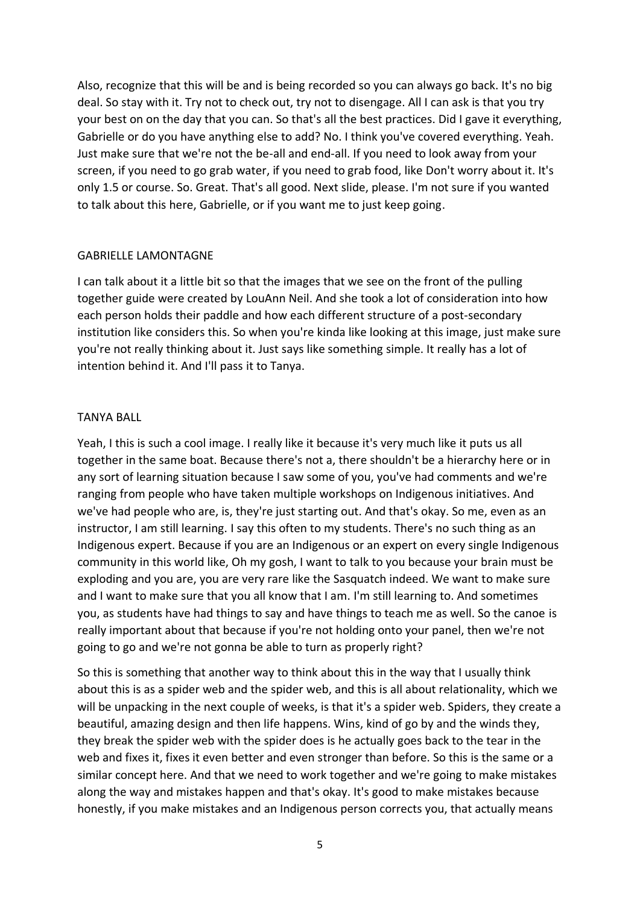Also, recognize that this will be and is being recorded so you can always go back. It's no big deal. So stay with it. Try not to check out, try not to disengage. All I can ask is that you try your best on on the day that you can. So that's all the best practices. Did I gave it everything, Gabrielle or do you have anything else to add? No. I think you've covered everything. Yeah. Just make sure that we're not the be-all and end-all. If you need to look away from your screen, if you need to go grab water, if you need to grab food, like Don't worry about it. It's only 1.5 or course. So. Great. That's all good. Next slide, please. I'm not sure if you wanted to talk about this here, Gabrielle, or if you want me to just keep going.

GABRIELLE LAMONTAGNE

I can talk about it a little bit so that the images that we see on the front of the pulling together guide were created by LouAnn Neil. And she took a lot of consideration into how each person holds their paddle and how each different structure of a post-secondary institution like considers this. So when you're kinda like looking at this image, just make sure you're not really thinking about it. Just says like something simple. It really has a lot of intention behind it. And I'll pass it to Tanya.

TANYA BALL

Yeah, I this is such a cool image. I really like it because it's very much like it puts us all together in the same boat. Because there's not a, there shouldn't be a hierarchy here or in any sort of learning situation because I saw some of you, you've had comments and we're ranging from people who have taken multiple workshops on Indigenous initiatives. And we've had people who are, is, they're just starting out. And that's okay. So me, even as an instructor, I am still learning. I say this often to my students. There's no such thing as an Indigenous expert. Because if you are an Indigenous or an expert on every single Indigenous community in this world like, Oh my gosh, I want to talk to you because your brain must be exploding and you are, you are very rare like the Sasquatch indeed. We want to make sure and I want to make sure that you all know that I am. I'm still learning to. And sometimes you, as students have had things to say and have things to teach me as well. So the canoe is really important about that because if you're not holding onto your panel, then we're not going to go and we're not gonna be able to turn as properly right?

So this is something that another way to think about this in the way that I usually think about this is as a spider web and the spider web, and this is all about relationality, which we will be unpacking in the next couple of weeks, is that it's a spider web. Spiders, they create a beautiful, amazing design and then life happens. Wins, kind of go by and the winds they, they break the spider web with the spider does is he actually goes back to the tear in the web and fixes it, fixes it even better and even stronger than before. So this is the same or a similar concept here. And that we need to work together and we're going to make mistakes along the way and mistakes happen and that's okay. It's good to make mistakes because honestly, if you make mistakes and an Indigenous person corrects you, that actually means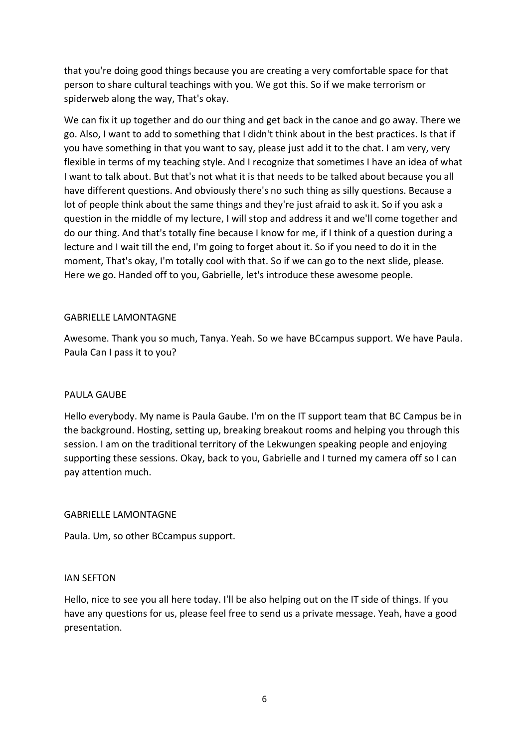that you're doing good things because you are creating a very comfortable space for that person to share cultural teachings with you. We got this. So if we make terrorism or spiderweb along the way, That's okay.

We can fix it up together and do our thing and get back in the canoe and go away. There we go. Also, I want to add to something that I didn't think about in the best practices. Is that if you have something in that you want to say, please just add it to the chat. I am very, very flexible in terms of my teaching style. And I recognize that sometimes I have an idea of what I want to talk about. But that's not what it is that needs to be talked about because you all have different questions. And obviously there's no such thing as silly questions. Because a lot of people think about the same things and they're just afraid to ask it. So if you ask a question in the middle of my lecture, I will stop and address it and we'll come together and do our thing. And that's totally fine because I know for me, if I think of a question during a lecture and I wait till the end, I'm going to forget about it. So if you need to do it in the moment, That's okay, I'm totally cool with that. So if we can go to the next slide, please. Here we go. Handed off to you, Gabrielle, let's introduce these awesome people.

GABRIELLE LAMONTAGNE

Awesome. Thank you so much, Tanya. Yeah. So we have BCcampus support. We have Paula. Paula Can I pass it to you?

PAULA GAUBE

Hello everybody. My name is Paula Gaube. I'm on the IT support team that BC Campus be in the background. Hosting, setting up, breaking breakout rooms and helping you through this session. I am on the traditional territory of the Lekwungen speaking people and enjoying supporting these sessions. Okay, back to you, Gabrielle and I turned my camera off so I can pay attention much.

GABRIELLE LAMONTAGNE

Paula. Um, so other BCcampus support.

IAN SEFTON

Hello, nice to see you all here today. I'll be also helping out on the IT side of things. If you have any questions for us, please feel free to send us a private message. Yeah, have a good presentation.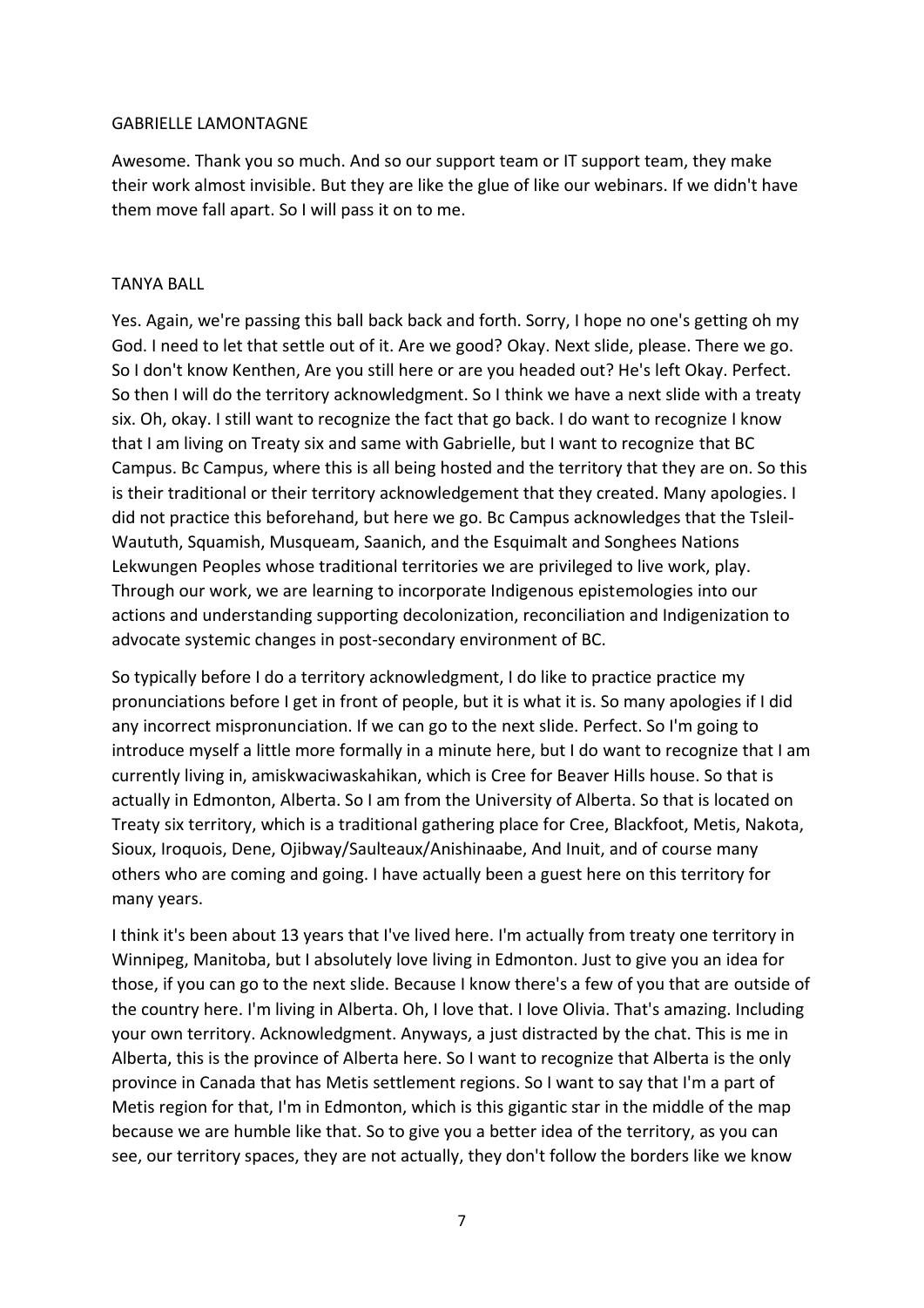GABRIELLE LAMONTAGNE

Awesome. Thank you so much. And so our support team or IT support team, they make their work almost invisible. But they are like the glue of like our webinars. If we didn't have them move fall apart. So I will pass it on to me.

TANYA BALL

Yes. Again, we're passing this ball back back and forth. Sorry, I hope no one's getting oh my God. I need to let that settle out of it. Are we good? Okay. Next slide, please. There we go. So I don't know Kenthen, Are you still here or are you headed out? He's left Okay. Perfect. So then I will do the territory acknowledgment. So I think we have a next slide with a treaty six. Oh, okay. I still want to recognize the fact that go back. I do want to recognize I know that I am living on Treaty six and same with Gabrielle, but I want to recognize that BC Campus. Bc Campus, where this is all being hosted and the territory that they are on. So this is their traditional or their territory acknowledgement that they created. Many apologies. I did not practice this beforehand, but here we go. Bc Campus acknowledges that the Tsleil-Waututh, Squamish, Musqueam, Saanich, and the Esquimalt and Songhees Nations Lekwungen Peoples whose traditional territories we are privileged to live work, play. Through our work, we are learning to incorporate Indigenous epistemologies into our actions and understanding supporting decolonization, reconciliation and Indigenization to advocate systemic changes in post-secondary environment of BC.

So typically before I do a territory acknowledgment, I do like to practice practice my pronunciations before I get in front of people, but it is what it is. So many apologies if I did any incorrect mispronunciation. If we can go to the next slide. Perfect. So I'm going to introduce myself a little more formally in a minute here, but I do want to recognize that I am currently living in, amiskwaciwaskahikan, which is Cree for Beaver Hills house. So that is actually in Edmonton, Alberta. So I am from the University of Alberta. So that is located on Treaty six territory, which is a traditional gathering place for Cree, Blackfoot, Metis, Nakota, Sioux, Iroquois, Dene, Ojibway/Saulteaux/Anishinaabe, And Inuit, and of course many others who are coming and going. I have actually been a guest here on this territory for many years.

I think it's been about 13 years that I've lived here. I'm actually from treaty one territory in Winnipeg, Manitoba, but I absolutely love living in Edmonton. Just to give you an idea for those, if you can go to the next slide. Because I know there's a few of you that are outside of the country here. I'm living in Alberta. Oh, I love that. I love Olivia. That's amazing. Including your own territory. Acknowledgment. Anyways, a just distracted by the chat. This is me in Alberta, this is the province of Alberta here. So I want to recognize that Alberta is the only province in Canada that has Metis settlement regions. So I want to say that I'm a part of Metis region for that, I'm in Edmonton, which is this gigantic star in the middle of the map because we are humble like that. So to give you a better idea of the territory, as you can see, our territory spaces, they are not actually, they don't follow the borders like we know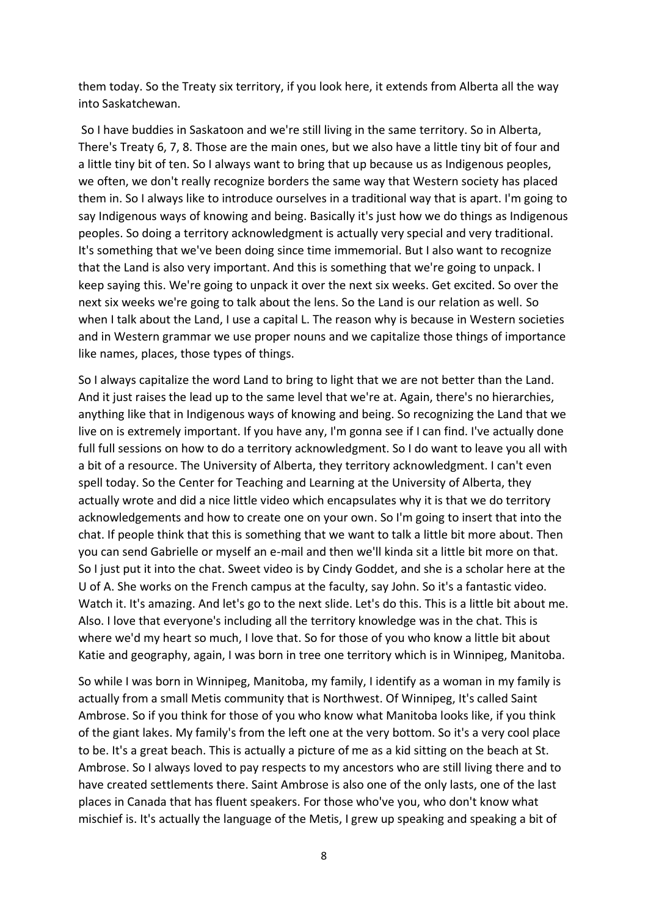them today. So the Treaty six territory, if you look here, it extends from Alberta all the way into Saskatchewan.

So I have buddies in Saskatoon and we're still living in the same territory. So in Alberta, There's Treaty 6, 7, 8. Those are the main ones, but we also have a little tiny bit of four and a little tiny bit of ten. So I always want to bring that up because us as Indigenous peoples, we often, we don't really recognize borders the same way that Western society has placed them in. So I always like to introduce ourselves in a traditional way that is apart. I'm going to say Indigenous ways of knowing and being. Basically it's just how we do things as Indigenous peoples. So doing a territory acknowledgment is actually very special and very traditional. It's something that we've been doing since time immemorial. But I also want to recognize that the Land is also very important. And this is something that we're going to unpack. I keep saying this. We're going to unpack it over the next six weeks. Get excited. So over the next six weeks we're going to talk about the lens. So the Land is our relation as well. So when I talk about the Land, I use a capital L. The reason why is because in Western societies and in Western grammar we use proper nouns and we capitalize those things of importance like names, places, those types of things.

So I always capitalize the word Land to bring to light that we are not better than the Land. And it just raises the lead up to the same level that we're at. Again, there's no hierarchies, anything like that in Indigenous ways of knowing and being. So recognizing the Land that we live on is extremely important. If you have any, I'm gonna see if I can find. I've actually done full full sessions on how to do a territory acknowledgment. So I do want to leave you all with a bit of a resource. The University of Alberta, they territory acknowledgment. I can't even spell today. So the Center for Teaching and Learning at the University of Alberta, they actually wrote and did a nice little video which encapsulates why it is that we do territory acknowledgements and how to create one on your own. So I'm going to insert that into the chat. If people think that this is something that we want to talk a little bit more about. Then you can send Gabrielle or myself an e-mail and then we'll kinda sit a little bit more on that. So I just put it into the chat. Sweet video is by Cindy Goddet, and she is a scholar here at the U of A. She works on the French campus at the faculty, say John. So it's a fantastic video. Watch it. It's amazing. And let's go to the next slide. Let's do this. This is a little bit about me. Also. I love that everyone's including all the territory knowledge was in the chat. This is where we'd my heart so much, I love that. So for those of you who know a little bit about Katie and geography, again, I was born in tree one territory which is in Winnipeg, Manitoba.

So while I was born in Winnipeg, Manitoba, my family, I identify as a woman in my family is actually from a small Metis community that is Northwest. Of Winnipeg, It's called Saint Ambrose. So if you think for those of you who know what Manitoba looks like, if you think of the giant lakes. My family's from the left one at the very bottom. So it's a very cool place to be. It's a great beach. This is actually a picture of me as a kid sitting on the beach at St. Ambrose. So I always loved to pay respects to my ancestors who are still living there and to have created settlements there. Saint Ambrose is also one of the only lasts, one of the last places in Canada that has fluent speakers. For those who've you, who don't know what mischief is. It's actually the language of the Metis, I grew up speaking and speaking a bit of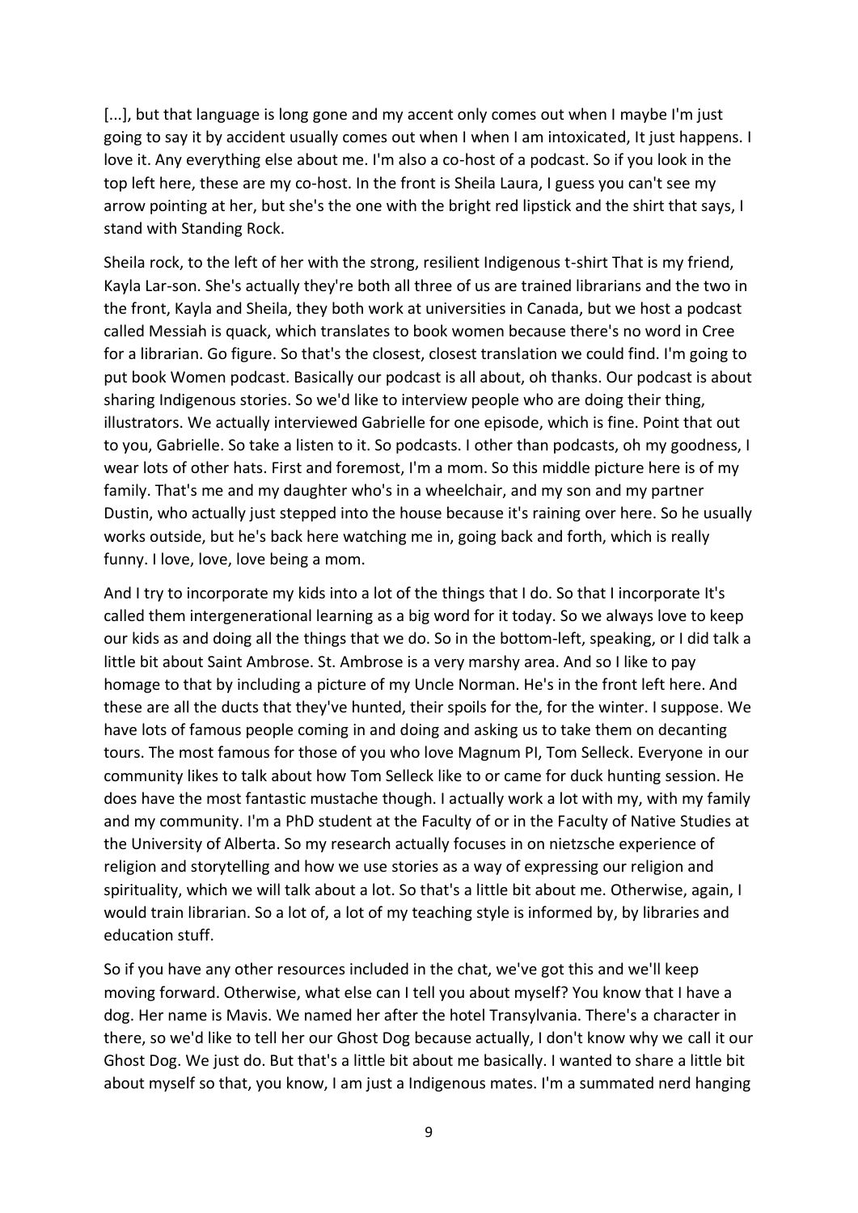[...], but that language is long gone and my accent only comes out when I maybe I'm just going to say it by accident usually comes out when I when I am intoxicated, It just happens. I love it. Any everything else about me. I'm also a co-host of a podcast. So if you look in the top left here, these are my co-host. In the front is Sheila Laura, I guess you can't see my arrow pointing at her, but she's the one with the bright red lipstick and the shirt that says, I stand with Standing Rock.

Sheila rock, to the left of her with the strong, resilient Indigenous t-shirt That is my friend, Kayla Lar-son. She's actually they're both all three of us are trained librarians and the two in the front, Kayla and Sheila, they both work at universities in Canada, but we host a podcast called Messiah is quack, which translates to book women because there's no word in Cree for a librarian. Go figure. So that's the closest, closest translation we could find. I'm going to put book Women podcast. Basically our podcast is all about, oh thanks. Our podcast is about sharing Indigenous stories. So we'd like to interview people who are doing their thing, illustrators. We actually interviewed Gabrielle for one episode, which is fine. Point that out to you, Gabrielle. So take a listen to it. So podcasts. I other than podcasts, oh my goodness, I wear lots of other hats. First and foremost, I'm a mom. So this middle picture here is of my family. That's me and my daughter who's in a wheelchair, and my son and my partner Dustin, who actually just stepped into the house because it's raining over here. So he usually works outside, but he's back here watching me in, going back and forth, which is really funny. I love, love, love being a mom.

And I try to incorporate my kids into a lot of the things that I do. So that I incorporate It's called them intergenerational learning as a big word for it today. So we always love to keep our kids as and doing all the things that we do. So in the bottom-left, speaking, or I did talk a little bit about Saint Ambrose. St. Ambrose is a very marshy area. And so I like to pay homage to that by including a picture of my Uncle Norman. He's in the front left here. And these are all the ducts that they've hunted, their spoils for the, for the winter. I suppose. We have lots of famous people coming in and doing and asking us to take them on decanting tours. The most famous for those of you who love Magnum PI, Tom Selleck. Everyone in our community likes to talk about how Tom Selleck like to or came for duck hunting session. He does have the most fantastic mustache though. I actually work a lot with my, with my family and my community. I'm a PhD student at the Faculty of or in the Faculty of Native Studies at the University of Alberta. So my research actually focuses in on nietzsche experience of religion and storytelling and how we use stories as a way of expressing our religion and spirituality, which we will talk about a lot. So that's a little bit about me. Otherwise, again, I would train librarian. So a lot of, a lot of my teaching style is informed by, by libraries and education stuff.

So if you have any other resources included in the chat, we've got this and we'll keep moving forward. Otherwise, what else can I tell you about myself? You know that I have a dog. Her name is Mavis. We named her after the hotel Transylvania. There's a character in there, so we'd like to tell her our Ghost Dog because actually, I don't know why we call it our Ghost Dog. We just do. But that's a little bit about me basically. I wanted to share a little bit about myself so that, you know, I am just a Indigenous mates. I'm a summated nerd hanging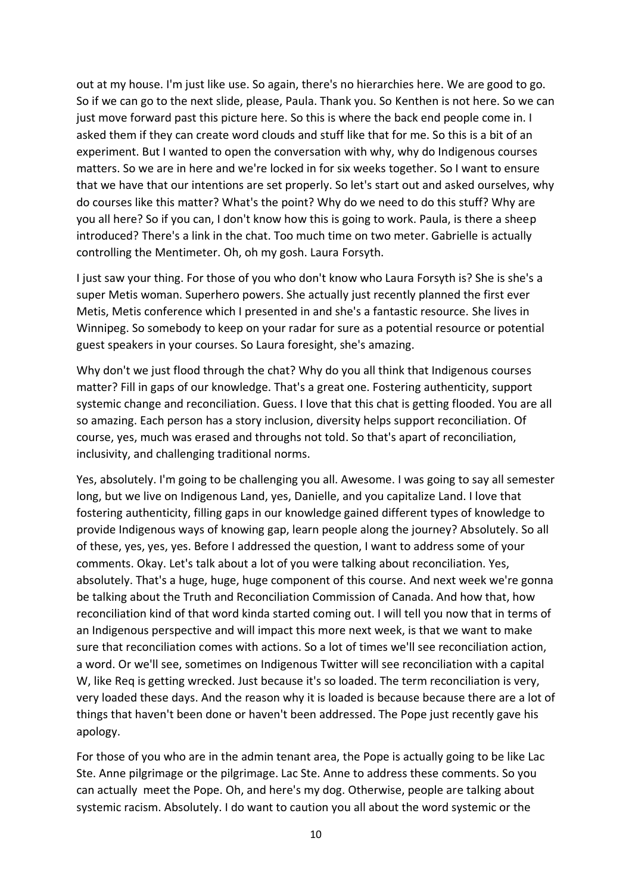out at my house. I'm just like use. So again, there's no hierarchies here. We are good to go. So if we can go to the next slide, please, Paula. Thank you. So Kenthen is not here. So we can just move forward past this picture here. So this is where the back end people come in. I asked them if they can create word clouds and stuff like that for me. So this is a bit of an experiment. But I wanted to open the conversation with why, why do Indigenous courses matters. So we are in here and we're locked in for six weeks together. So I want to ensure that we have that our intentions are set properly. So let's start out and asked ourselves, why do courses like this matter? What's the point? Why do we need to do this stuff? Why are you all here? So if you can, I don't know how this is going to work. Paula, is there a sheep introduced? There's a link in the chat. Too much time on two meter. Gabrielle is actually controlling the Mentimeter. Oh, oh my gosh. Laura Forsyth.

I just saw your thing. For those of you who don't know who Laura Forsyth is? She is she's a super Metis woman. Superhero powers. She actually just recently planned the first ever Metis, Metis conference which I presented in and she's a fantastic resource. She lives in Winnipeg. So somebody to keep on your radar for sure as a potential resource or potential guest speakers in your courses. So Laura foresight, she's amazing.

Why don't we just flood through the chat? Why do you all think that Indigenous courses matter? Fill in gaps of our knowledge. That's a great one. Fostering authenticity, support systemic change and reconciliation. Guess. I love that this chat is getting flooded. You are all so amazing. Each person has a story inclusion, diversity helps support reconciliation. Of course, yes, much was erased and throughs not told. So that's apart of reconciliation, inclusivity, and challenging traditional norms.

Yes, absolutely. I'm going to be challenging you all. Awesome. I was going to say all semester long, but we live on Indigenous Land, yes, Danielle, and you capitalize Land. I love that fostering authenticity, filling gaps in our knowledge gained different types of knowledge to provide Indigenous ways of knowing gap, learn people along the journey? Absolutely. So all of these, yes, yes, yes. Before I addressed the question, I want to address some of your comments. Okay. Let's talk about a lot of you were talking about reconciliation. Yes, absolutely. That's a huge, huge, huge component of this course. And next week we're gonna be talking about the Truth and Reconciliation Commission of Canada. And how that, how reconciliation kind of that word kinda started coming out. I will tell you now that in terms of an Indigenous perspective and will impact this more next week, is that we want to make sure that reconciliation comes with actions. So a lot of times we'll see reconciliation action, a word. Or we'll see, sometimes on Indigenous Twitter will see reconciliation with a capital W, like Req is getting wrecked. Just because it's so loaded. The term reconciliation is very, very loaded these days. And the reason why it is loaded is because because there are a lot of things that haven't been done or haven't been addressed. The Pope just recently gave his apology.

For those of you who are in the admin tenant area, the Pope is actually going to be like Lac Ste. Anne pilgrimage or the pilgrimage. Lac Ste. Anne to address these comments. So you can actually meet the Pope. Oh, and here's my dog. Otherwise, people are talking about systemic racism. Absolutely. I do want to caution you all about the word systemic or the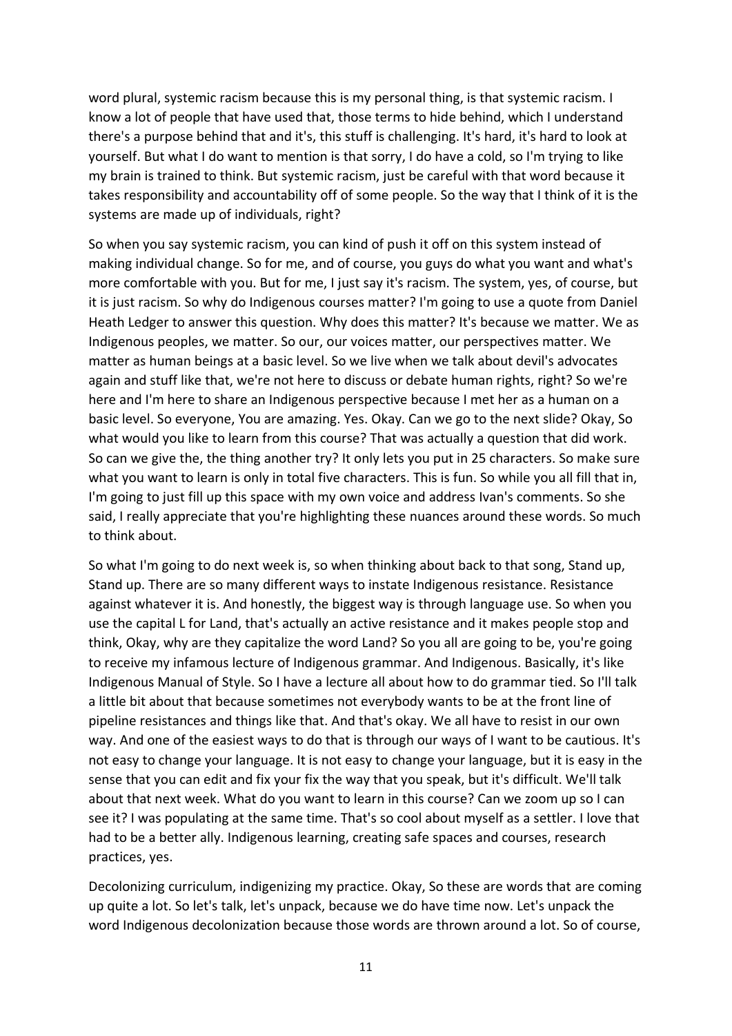word plural, systemic racism because this is my personal thing, is that systemic racism. I know a lot of people that have used that, those terms to hide behind, which I understand there's a purpose behind that and it's, this stuff is challenging. It's hard, it's hard to look at yourself. But what I do want to mention is that sorry, I do have a cold, so I'm trying to like my brain is trained to think. But systemic racism, just be careful with that word because it takes responsibility and accountability off of some people. So the way that I think of it is the systems are made up of individuals, right?

So when you say systemic racism, you can kind of push it off on this system instead of making individual change. So for me, and of course, you guys do what you want and what's more comfortable with you. But for me, I just say it's racism. The system, yes, of course, but it is just racism. So why do Indigenous courses matter? I'm going to use a quote from Daniel Heath Ledger to answer this question. Why does this matter? It's because we matter. We as Indigenous peoples, we matter. So our, our voices matter, our perspectives matter. We matter as human beings at a basic level. So we live when we talk about devil's advocates again and stuff like that, we're not here to discuss or debate human rights, right? So we're here and I'm here to share an Indigenous perspective because I met her as a human on a basic level. So everyone, You are amazing. Yes. Okay. Can we go to the next slide? Okay, So what would you like to learn from this course? That was actually a question that did work. So can we give the, the thing another try? It only lets you put in 25 characters. So make sure what you want to learn is only in total five characters. This is fun. So while you all fill that in, I'm going to just fill up this space with my own voice and address Ivan's comments. So she said, I really appreciate that you're highlighting these nuances around these words. So much to think about.

So what I'm going to do next week is, so when thinking about back to that song, Stand up, Stand up. There are so many different ways to instate Indigenous resistance. Resistance against whatever it is. And honestly, the biggest way is through language use. So when you use the capital L for Land, that's actually an active resistance and it makes people stop and think, Okay, why are they capitalize the word Land? So you all are going to be, you're going to receive my infamous lecture of Indigenous grammar. And Indigenous. Basically, it's like Indigenous Manual of Style. So I have a lecture all about how to do grammar tied. So I'll talk a little bit about that because sometimes not everybody wants to be at the front line of pipeline resistances and things like that. And that's okay. We all have to resist in our own way. And one of the easiest ways to do that is through our ways of I want to be cautious. It's not easy to change your language. It is not easy to change your language, but it is easy in the sense that you can edit and fix your fix the way that you speak, but it's difficult. We'll talk about that next week. What do you want to learn in this course? Can we zoom up so I can see it? I was populating at the same time. That's so cool about myself as a settler. I love that had to be a better ally. Indigenous learning, creating safe spaces and courses, research practices, yes.

Decolonizing curriculum, indigenizing my practice. Okay, So these are words that are coming up quite a lot. So let's talk, let's unpack, because we do have time now. Let's unpack the word Indigenous decolonization because those words are thrown around a lot. So of course,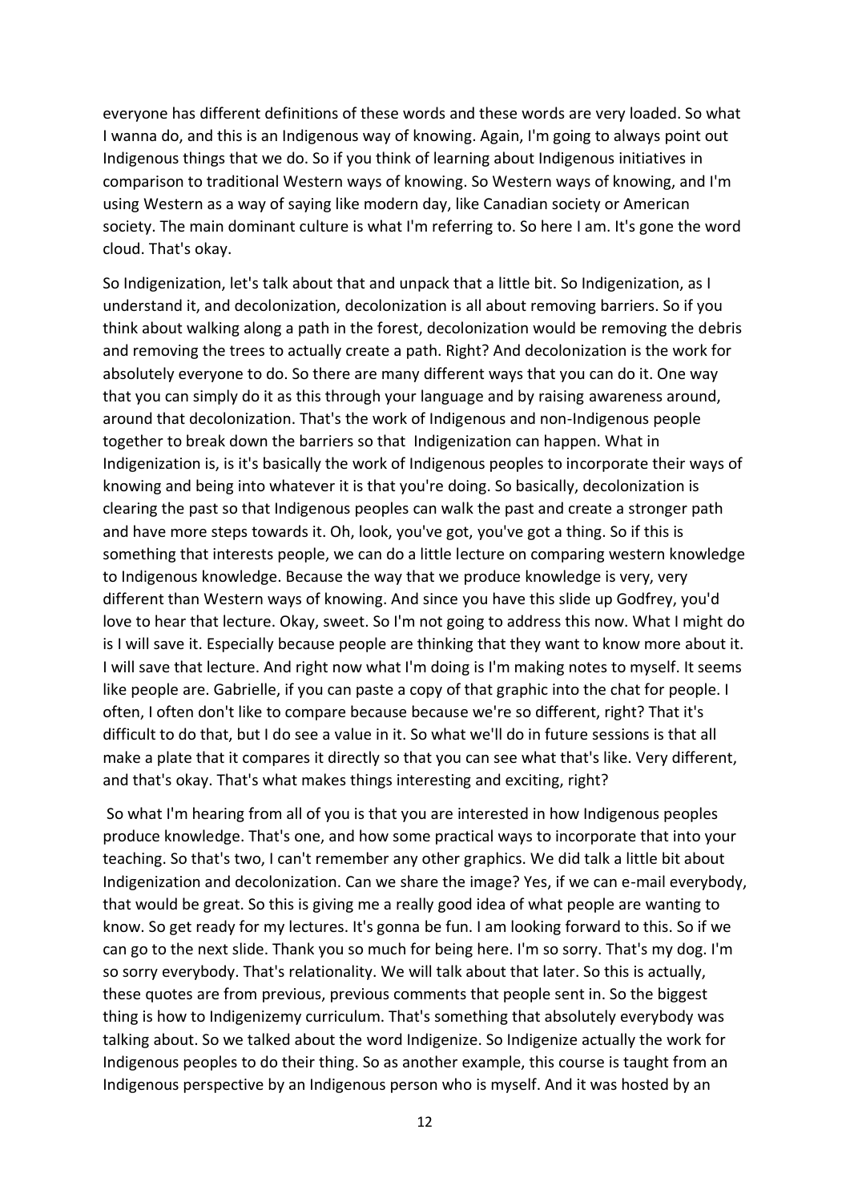everyone has different definitions of these words and these words are very loaded. So what I wanna do, and this is an Indigenous way of knowing. Again, I'm going to always point out Indigenous things that we do. So if you think of learning about Indigenous initiatives in comparison to traditional Western ways of knowing. So Western ways of knowing, and I'm using Western as a way of saying like modern day, like Canadian society or American society. The main dominant culture is what I'm referring to. So here I am. It's gone the word cloud. That's okay.

So Indigenization, let's talk about that and unpack that a little bit. So Indigenization, as I understand it, and decolonization, decolonization is all about removing barriers. So if you think about walking along a path in the forest, decolonization would be removing the debris and removing the trees to actually create a path. Right? And decolonization is the work for absolutely everyone to do. So there are many different ways that you can do it. One way that you can simply do it as this through your language and by raising awareness around, around that decolonization. That's the work of Indigenous and non-Indigenous people together to break down the barriers so that Indigenization can happen. What in Indigenization is, is it's basically the work of Indigenous peoples to incorporate their ways of knowing and being into whatever it is that you're doing. So basically, decolonization is clearing the past so that Indigenous peoples can walk the past and create a stronger path and have more steps towards it. Oh, look, you've got, you've got a thing. So if this is something that interests people, we can do a little lecture on comparing western knowledge to Indigenous knowledge. Because the way that we produce knowledge is very, very different than Western ways of knowing. And since you have this slide up Godfrey, you'd love to hear that lecture. Okay, sweet. So I'm not going to address this now. What I might do is I will save it. Especially because people are thinking that they want to know more about it. I will save that lecture. And right now what I'm doing is I'm making notes to myself. It seems like people are. Gabrielle, if you can paste a copy of that graphic into the chat for people. I often, I often don't like to compare because because we're so different, right? That it's difficult to do that, but I do see a value in it. So what we'll do in future sessions is that all make a plate that it compares it directly so that you can see what that's like. Very different, and that's okay. That's what makes things interesting and exciting, right?

So what I'm hearing from all of you is that you are interested in how Indigenous peoples produce knowledge. That's one, and how some practical ways to incorporate that into your teaching. So that's two, I can't remember any other graphics. We did talk a little bit about Indigenization and decolonization. Can we share the image? Yes, if we can e-mail everybody, that would be great. So this is giving me a really good idea of what people are wanting to know. So get ready for my lectures. It's gonna be fun. I am looking forward to this. So if we can go to the next slide. Thank you so much for being here. I'm so sorry. That's my dog. I'm so sorry everybody. That's relationality. We will talk about that later. So this is actually, these quotes are from previous, previous comments that people sent in. So the biggest thing is how to Indigenizemy curriculum. That's something that absolutely everybody was talking about. So we talked about the word Indigenize. So Indigenize actually the work for Indigenous peoples to do their thing. So as another example, this course is taught from an Indigenous perspective by an Indigenous person who is myself. And it was hosted by an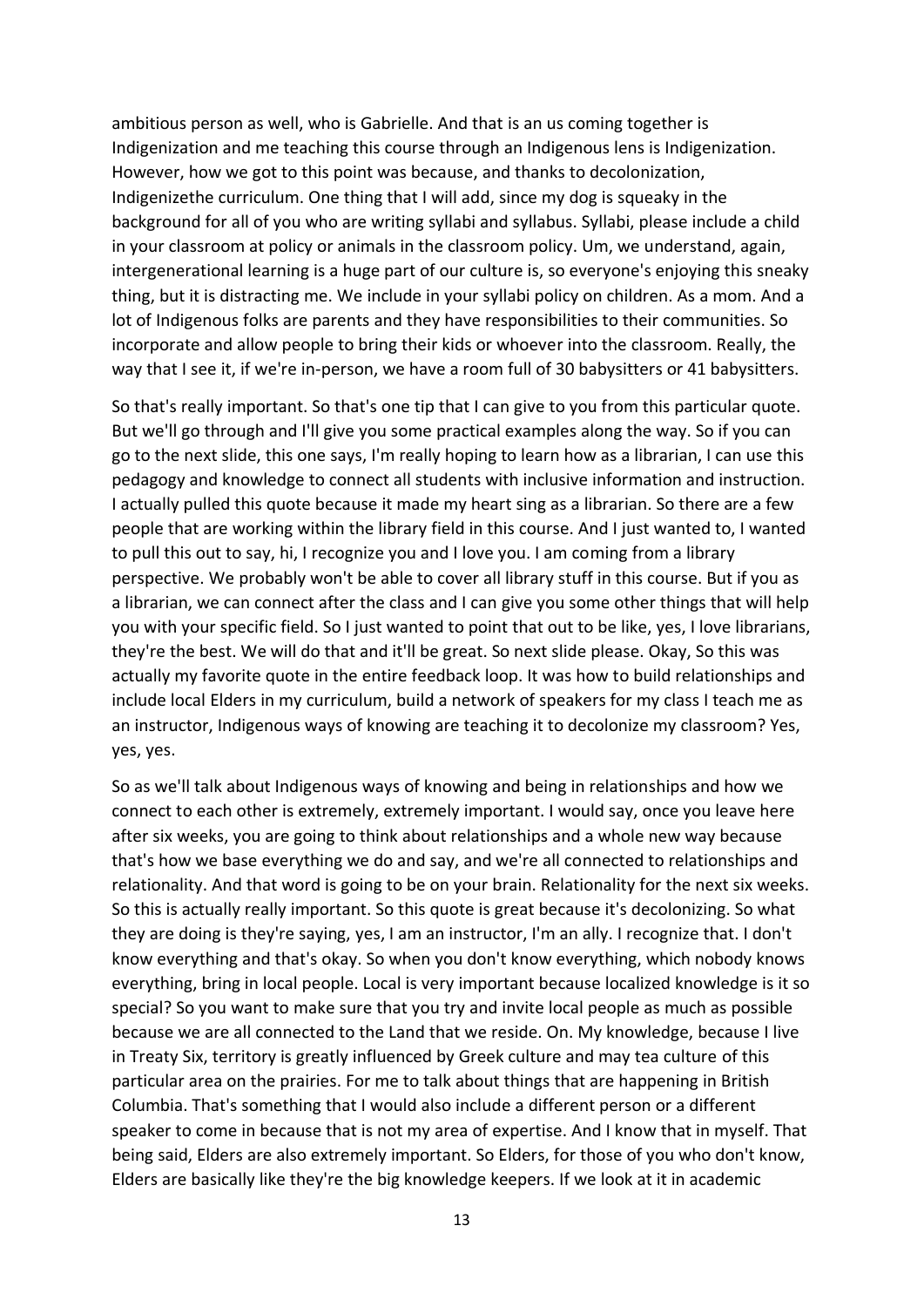ambitious person as well, who is Gabrielle. And that is an us coming together is Indigenization and me teaching this course through an Indigenous lens is Indigenization. However, how we got to this point was because, and thanks to decolonization, Indigenizethe curriculum. One thing that I will add, since my dog is squeaky in the background for all of you who are writing syllabi and syllabus. Syllabi, please include a child in your classroom at policy or animals in the classroom policy. Um, we understand, again, intergenerational learning is a huge part of our culture is, so everyone's enjoying this sneaky thing, but it is distracting me. We include in your syllabi policy on children. As a mom. And a lot of Indigenous folks are parents and they have responsibilities to their communities. So incorporate and allow people to bring their kids or whoever into the classroom. Really, the way that I see it, if we're in-person, we have a room full of 30 babysitters or 41 babysitters.

So that's really important. So that's one tip that I can give to you from this particular quote. But we'll go through and I'll give you some practical examples along the way. So if you can go to the next slide, this one says, I'm really hoping to learn how as a librarian, I can use this pedagogy and knowledge to connect all students with inclusive information and instruction. I actually pulled this quote because it made my heart sing as a librarian. So there are a few people that are working within the library field in this course. And I just wanted to, I wanted to pull this out to say, hi, I recognize you and I love you. I am coming from a library perspective. We probably won't be able to cover all library stuff in this course. But if you as a librarian, we can connect after the class and I can give you some other things that will help you with your specific field. So I just wanted to point that out to be like, yes, I love librarians, they're the best. We will do that and it'll be great. So next slide please. Okay, So this was actually my favorite quote in the entire feedback loop. It was how to build relationships and include local Elders in my curriculum, build a network of speakers for my class I teach me as an instructor, Indigenous ways of knowing are teaching it to decolonize my classroom? Yes, yes, yes.

So as we'll talk about Indigenous ways of knowing and being in relationships and how we connect to each other is extremely, extremely important. I would say, once you leave here after six weeks, you are going to think about relationships and a whole new way because that's how we base everything we do and say, and we're all connected to relationships and relationality. And that word is going to be on your brain. Relationality for the next six weeks. So this is actually really important. So this quote is great because it's decolonizing. So what they are doing is they're saying, yes, I am an instructor, I'm an ally. I recognize that. I don't know everything and that's okay. So when you don't know everything, which nobody knows everything, bring in local people. Local is very important because localized knowledge is it so special? So you want to make sure that you try and invite local people as much as possible because we are all connected to the Land that we reside. On. My knowledge, because I live in Treaty Six, territory is greatly influenced by Greek culture and may tea culture of this particular area on the prairies. For me to talk about things that are happening in British Columbia. That's something that I would also include a different person or a different speaker to come in because that is not my area of expertise. And I know that in myself. That being said, Elders are also extremely important. So Elders, for those of you who don't know, Elders are basically like they're the big knowledge keepers. If we look at it in academic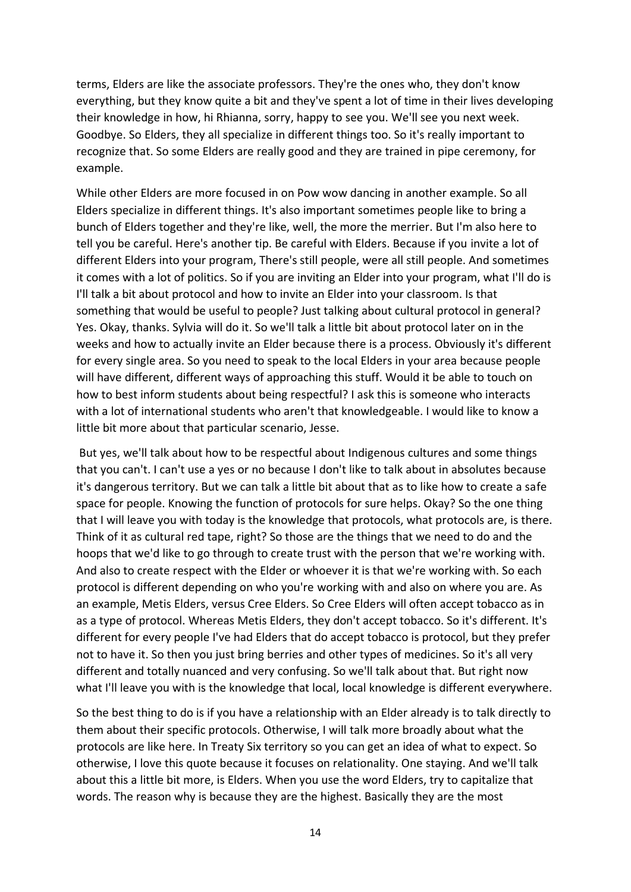terms, Elders are like the associate professors. They're the ones who, they don't know everything, but they know quite a bit and they've spent a lot of time in their lives developing their knowledge in how, hi Rhianna, sorry, happy to see you. We'll see you next week. Goodbye. So Elders, they all specialize in different things too. So it's really important to recognize that. So some Elders are really good and they are trained in pipe ceremony, for example.

While other Elders are more focused in on Pow wow dancing in another example. So all Elders specialize in different things. It's also important sometimes people like to bring a bunch of Elders together and they're like, well, the more the merrier. But I'm also here to tell you be careful. Here's another tip. Be careful with Elders. Because if you invite a lot of different Elders into your program, There's still people, were all still people. And sometimes it comes with a lot of politics. So if you are inviting an Elder into your program, what I'll do is I'll talk a bit about protocol and how to invite an Elder into your classroom. Is that something that would be useful to people? Just talking about cultural protocol in general? Yes. Okay, thanks. Sylvia will do it. So we'll talk a little bit about protocol later on in the weeks and how to actually invite an Elder because there is a process. Obviously it's different for every single area. So you need to speak to the local Elders in your area because people will have different, different ways of approaching this stuff. Would it be able to touch on how to best inform students about being respectful? I ask this is someone who interacts with a lot of international students who aren't that knowledgeable. I would like to know a little bit more about that particular scenario, Jesse.

But yes, we'll talk about how to be respectful about Indigenous cultures and some things that you can't. I can't use a yes or no because I don't like to talk about in absolutes because it's dangerous territory. But we can talk a little bit about that as to like how to create a safe space for people. Knowing the function of protocols for sure helps. Okay? So the one thing that I will leave you with today is the knowledge that protocols, what protocols are, is there. Think of it as cultural red tape, right? So those are the things that we need to do and the hoops that we'd like to go through to create trust with the person that we're working with. And also to create respect with the Elder or whoever it is that we're working with. So each protocol is different depending on who you're working with and also on where you are. As an example, Metis Elders, versus Cree Elders. So Cree Elders will often accept tobacco as in as a type of protocol. Whereas Metis Elders, they don't accept tobacco. So it's different. It's different for every people I've had Elders that do accept tobacco is protocol, but they prefer not to have it. So then you just bring berries and other types of medicines. So it's all very different and totally nuanced and very confusing. So we'll talk about that. But right now what I'll leave you with is the knowledge that local, local knowledge is different everywhere.

So the best thing to do is if you have a relationship with an Elder already is to talk directly to them about their specific protocols. Otherwise, I will talk more broadly about what the protocols are like here. In Treaty Six territory so you can get an idea of what to expect. So otherwise, I love this quote because it focuses on relationality. One staying. And we'll talk about this a little bit more, is Elders. When you use the word Elders, try to capitalize that words. The reason why is because they are the highest. Basically they are the most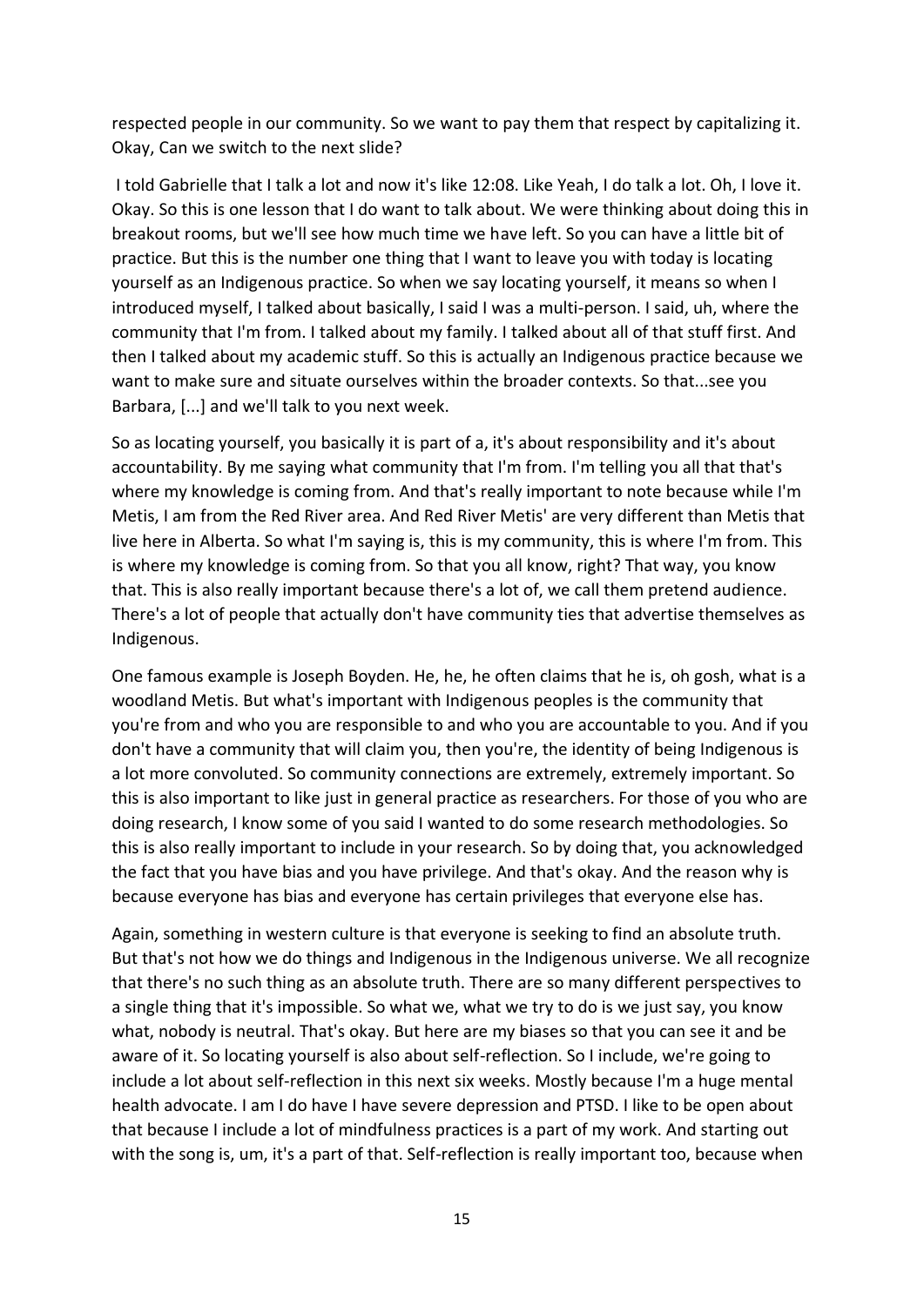respected people in our community. So we want to pay them that respect by capitalizing it. Okay, Can we switch to the next slide?

I told Gabrielle that I talk a lot and now it's like 12:08. Like Yeah, I do talk a lot. Oh, I love it. Okay. So this is one lesson that I do want to talk about. We were thinking about doing this in breakout rooms, but we'll see how much time we have left. So you can have a little bit of practice. But this is the number one thing that I want to leave you with today is locating yourself as an Indigenous practice. So when we say locating yourself, it means so when I introduced myself, I talked about basically, I said I was a multi-person. I said, uh, where the community that I'm from. I talked about my family. I talked about all of that stuff first. And then I talked about my academic stuff. So this is actually an Indigenous practice because we want to make sure and situate ourselves within the broader contexts. So that...see you Barbara, [...] and we'll talk to you next week.

So as locating yourself, you basically it is part of a, it's about responsibility and it's about accountability. By me saying what community that I'm from. I'm telling you all that that's where my knowledge is coming from. And that's really important to note because while I'm Metis, I am from the Red River area. And Red River Metis' are very different than Metis that live here in Alberta. So what I'm saying is, this is my community, this is where I'm from. This is where my knowledge is coming from. So that you all know, right? That way, you know that. This is also really important because there's a lot of, we call them pretend audience. There's a lot of people that actually don't have community ties that advertise themselves as Indigenous.

One famous example is Joseph Boyden. He, he, he often claims that he is, oh gosh, what is a woodland Metis. But what's important with Indigenous peoples is the community that you're from and who you are responsible to and who you are accountable to you. And if you don't have a community that will claim you, then you're, the identity of being Indigenous is a lot more convoluted. So community connections are extremely, extremely important. So this is also important to like just in general practice as researchers. For those of you who are doing research, I know some of you said I wanted to do some research methodologies. So this is also really important to include in your research. So by doing that, you acknowledged the fact that you have bias and you have privilege. And that's okay. And the reason why is because everyone has bias and everyone has certain privileges that everyone else has.

Again, something in western culture is that everyone is seeking to find an absolute truth. But that's not how we do things and Indigenous in the Indigenous universe. We all recognize that there's no such thing as an absolute truth. There are so many different perspectives to a single thing that it's impossible. So what we, what we try to do is we just say, you know what, nobody is neutral. That's okay. But here are my biases so that you can see it and be aware of it. So locating yourself is also about self-reflection. So I include, we're going to include a lot about self-reflection in this next six weeks. Mostly because I'm a huge mental health advocate. I am I do have I have severe depression and PTSD. I like to be open about that because I include a lot of mindfulness practices is a part of my work. And starting out with the song is, um, it's a part of that. Self-reflection is really important too, because when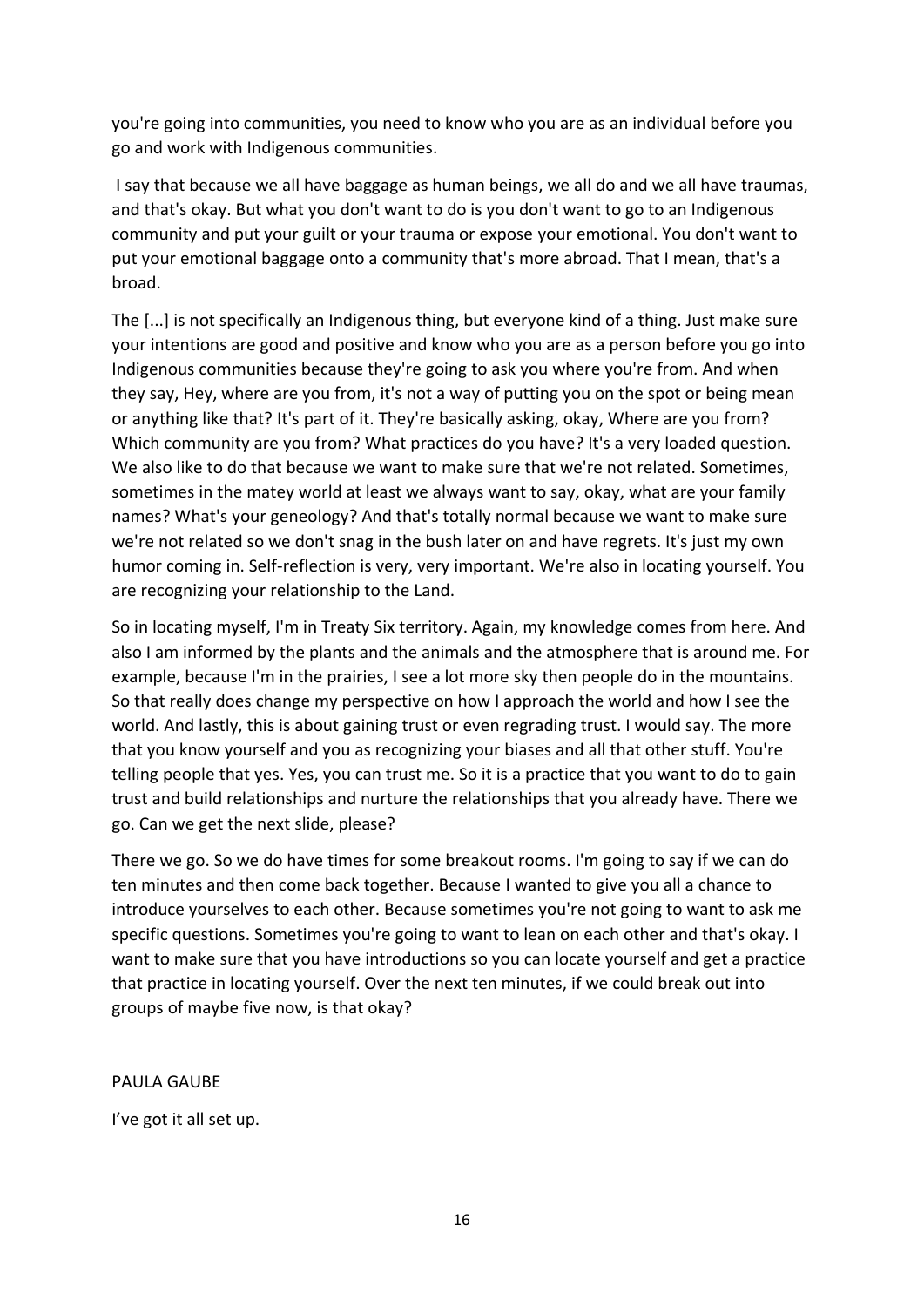you're going into communities, you need to know who you are as an individual before you go and work with Indigenous communities.

I say that because we all have baggage as human beings, we all do and we all have traumas, and that's okay. But what you don't want to do is you don't want to go to an Indigenous community and put your guilt or your trauma or expose your emotional. You don't want to put your emotional baggage onto a community that's more abroad. That I mean, that's a broad.

The [...] is not specifically an Indigenous thing, but everyone kind of a thing. Just make sure your intentions are good and positive and know who you are as a person before you go into Indigenous communities because they're going to ask you where you're from. And when they say, Hey, where are you from, it's not a way of putting you on the spot or being mean or anything like that? It's part of it. They're basically asking, okay, Where are you from? Which community are you from? What practices do you have? It's a very loaded question. We also like to do that because we want to make sure that we're not related. Sometimes, sometimes in the matey world at least we always want to say, okay, what are your family names? What's your geneology? And that's totally normal because we want to make sure we're not related so we don't snag in the bush later on and have regrets. It's just my own humor coming in. Self-reflection is very, very important. We're also in locating yourself. You are recognizing your relationship to the Land.

So in locating myself, I'm in Treaty Six territory. Again, my knowledge comes from here. And also I am informed by the plants and the animals and the atmosphere that is around me. For example, because I'm in the prairies, I see a lot more sky then people do in the mountains. So that really does change my perspective on how I approach the world and how I see the world. And lastly, this is about gaining trust or even regrading trust. I would say. The more that you know yourself and you as recognizing your biases and all that other stuff. You're telling people that yes. Yes, you can trust me. So it is a practice that you want to do to gain trust and build relationships and nurture the relationships that you already have. There we go. Can we get the next slide, please?

There we go. So we do have times for some breakout rooms. I'm going to say if we can do ten minutes and then come back together. Because I wanted to give you all a chance to introduce yourselves to each other. Because sometimes you're not going to want to ask me specific questions. Sometimes you're going to want to lean on each other and that's okay. I want to make sure that you have introductions so you can locate yourself and get a practice that practice in locating yourself. Over the next ten minutes, if we could break out into groups of maybe five now, is that okay?

PAULA GAUBE

I've got it all set up.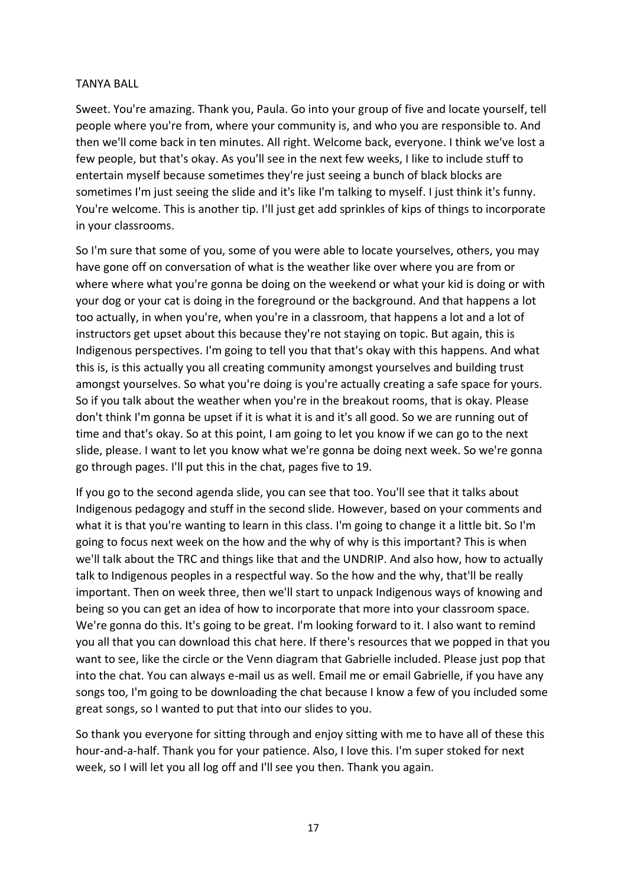TANYA BALL

Sweet. You're amazing. Thank you, Paula. Go into your group of five and locate yourself, tell people where you're from, where your community is, and who you are responsible to. And then we'll come back in ten minutes. All right. Welcome back, everyone. I think we've lost a few people, but that's okay. As you'll see in the next few weeks, I like to include stuff to entertain myself because sometimes they're just seeing a bunch of black blocks are sometimes I'm just seeing the slide and it's like I'm talking to myself. I just think it's funny. You're welcome. This is another tip. I'll just get add sprinkles of kips of things to incorporate in your classrooms.

So I'm sure that some of you, some of you were able to locate yourselves, others, you may have gone off on conversation of what is the weather like over where you are from or where where what you're gonna be doing on the weekend or what your kid is doing or with your dog or your cat is doing in the foreground or the background. And that happens a lot too actually, in when you're, when you're in a classroom, that happens a lot and a lot of instructors get upset about this because they're not staying on topic. But again, this is Indigenous perspectives. I'm going to tell you that that's okay with this happens. And what this is, is this actually you all creating community amongst yourselves and building trust amongst yourselves. So what you're doing is you're actually creating a safe space for yours. So if you talk about the weather when you're in the breakout rooms, that is okay. Please don't think I'm gonna be upset if it is what it is and it's all good. So we are running out of time and that's okay. So at this point, I am going to let you know if we can go to the next slide, please. I want to let you know what we're gonna be doing next week. So we're gonna go through pages. I'll put this in the chat, pages five to 19.

If you go to the second agenda slide, you can see that too. You'll see that it talks about Indigenous pedagogy and stuff in the second slide. However, based on your comments and what it is that you're wanting to learn in this class. I'm going to change it a little bit. So I'm going to focus next week on the how and the why of why is this important? This is when we'll talk about the TRC and things like that and the UNDRIP. And also how, how to actually talk to Indigenous peoples in a respectful way. So the how and the why, that'll be really important. Then on week three, then we'll start to unpack Indigenous ways of knowing and being so you can get an idea of how to incorporate that more into your classroom space. We're gonna do this. It's going to be great. I'm looking forward to it. I also want to remind you all that you can download this chat here. If there's resources that we popped in that you want to see, like the circle or the Venn diagram that Gabrielle included. Please just pop that into the chat. You can always e-mail us as well. Email me or email Gabrielle, if you have any songs too, I'm going to be downloading the chat because I know a few of you included some great songs, so I wanted to put that into our slides to you.

So thank you everyone for sitting through and enjoy sitting with me to have all of these this hour-and-a-half. Thank you for your patience. Also, I love this. I'm super stoked for next week, so I will let you all log off and I'll see you then. Thank you again.